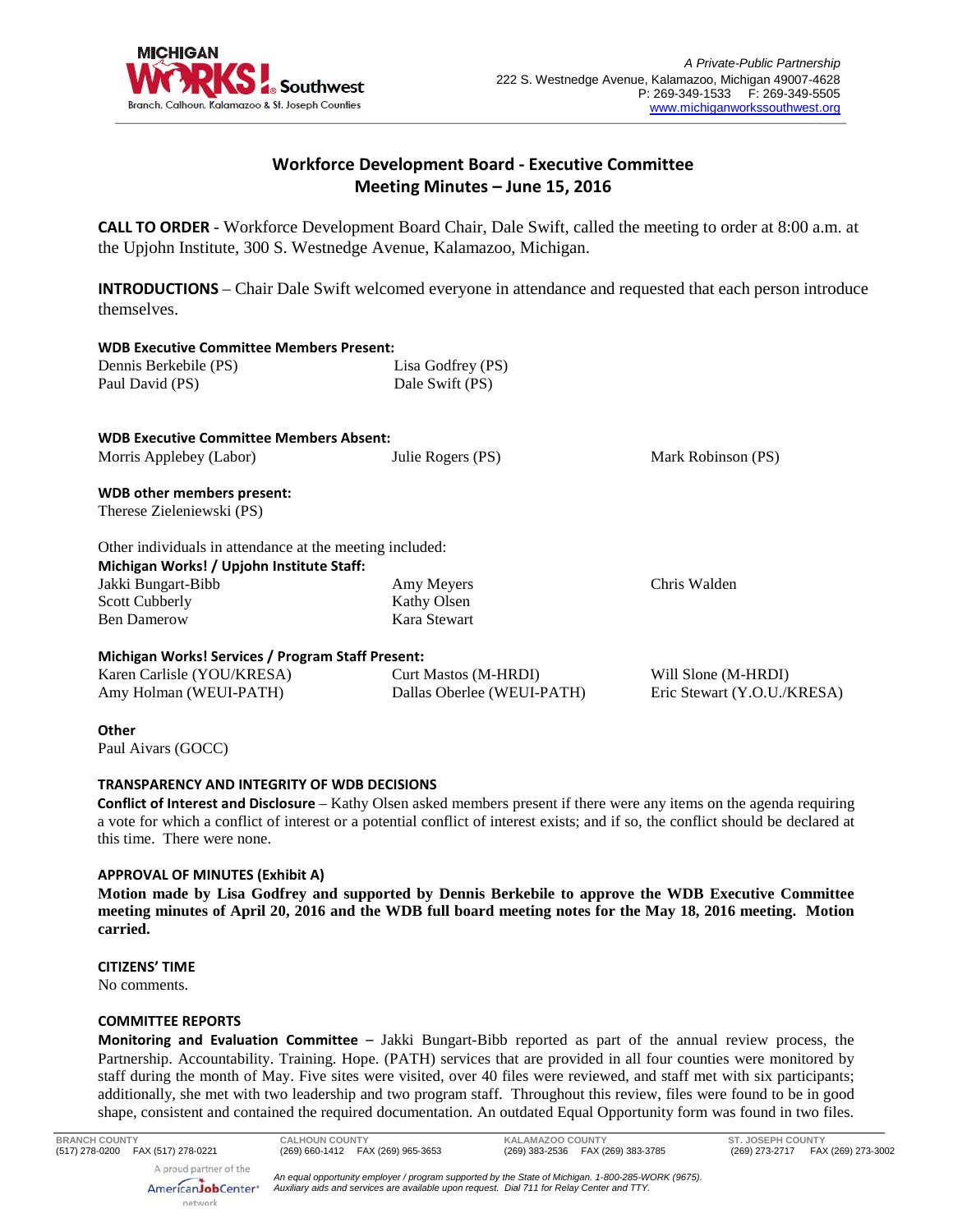A Private-Public Partnership
222 S. Westnedge Avenue, Kalamazoo, Michigan 49007-4628
P: 269-349-1533 F: 269-349-5505
www.michiganworkssouthwest.org

# Workforce Development Board - Executive Committee
## Meeting Minutes – June 15, 2016

**CALL TO ORDER** - Workforce Development Board Chair, Dale Swift, called the meeting to order at 8:00 a.m. at the Upjohn Institute, 300 S. Westnedge Avenue, Kalamazoo, Michigan.

**INTRODUCTIONS** – Chair Dale Swift welcomed everyone in attendance and requested that each person introduce themselves.

**WDB Executive Committee Members Present:**

Dennis Berkebile (PS)
Lisa Godfrey (PS)
Paul David (PS)
Dale Swift (PS)

**WDB Executive Committee Members Absent:**

Morris Applebey (Labor)
Julie Rogers (PS)
Mark Robinson (PS)

**WDB other members present:**

Therese Zieleniewski (PS)

Other individuals in attendance at the meeting included:

**Michigan Works! / Upjohn Institute Staff:**

Jakki Bungart-Bibb
Amy Meyers
Chris Walden
Scott Cubberly
Kathy Olsen
Ben Damerow
Kara Stewart

**Michigan Works! Services / Program Staff Present:**

Karen Carlisle (YOU/KRESA)
Curt Mastos (M-HRDI)
Will Slone (M-HRDI)
Amy Holman (WEUI-PATH)
Dallas Oberlee (WEUI-PATH)
Eric Stewart (Y.O.U./KRESA)

**Other**

Paul Aivars (GOCC)

**TRANSPARENCY AND INTEGRITY OF WDB DECISIONS**

**Conflict of Interest and Disclosure** – Kathy Olsen asked members present if there were any items on the agenda requiring a vote for which a conflict of interest or a potential conflict of interest exists; and if so, the conflict should be declared at this time. There were none.

**APPROVAL OF MINUTES (Exhibit A)**

**Motion made by Lisa Godfrey and supported by Dennis Berkebile to approve the WDB Executive Committee meeting minutes of April 20, 2016 and the WDB full board meeting notes for the May 18, 2016 meeting. Motion carried.**

**CITIZENS' TIME**

No comments.

**COMMITTEE REPORTS**

**Monitoring and Evaluation Committee** – Jakki Bungart-Bibb reported as part of the annual review process, the Partnership. Accountability. Training. Hope. (PATH) services that are provided in all four counties were monitored by staff during the month of May. Five sites were visited, over 40 files were reviewed, and staff met with six participants; additionally, she met with two leadership and two program staff. Throughout this review, files were found to be in good shape, consistent and contained the required documentation. An outdated Equal Opportunity form was found in two files.

BRANCH COUNTY (517) 278-0200 FAX (517) 278-0221
CALHOUN COUNTY (269) 660-1412 FAX (269) 965-3653
KALAMAZOO COUNTY (269) 383-2536 FAX (269) 383-3785
ST. JOSEPH COUNTY (269) 273-2717 FAX (269) 273-3002

A proud partner of the AmericanJobCenter network

*An equal opportunity employer / program supported by the State of Michigan. 1-800-285-WORK (9675). Auxiliary aids and services are available upon request. Dial 711 for Relay Center and TTY.*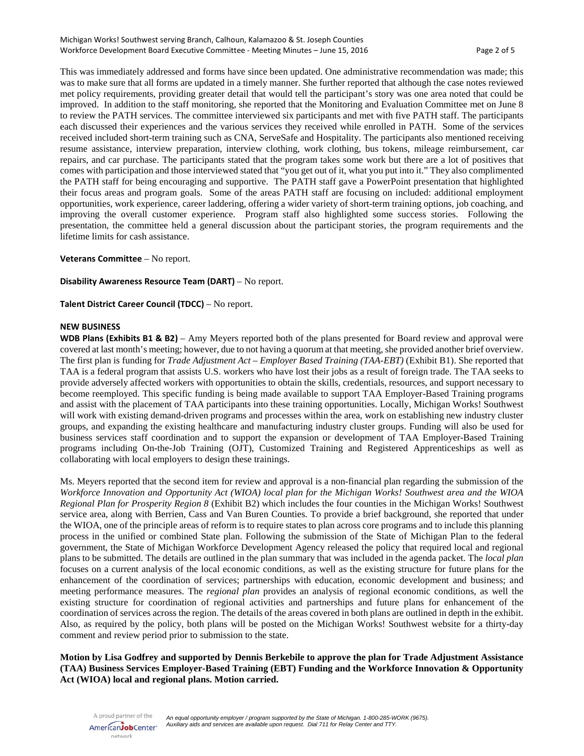This was immediately addressed and forms have since been updated. One administrative recommendation was made; this was to make sure that all forms are updated in a timely manner. She further reported that although the case notes reviewed met policy requirements, providing greater detail that would tell the participant's story was one area noted that could be improved. In addition to the staff monitoring, she reported that the Monitoring and Evaluation Committee met on June 8 to review the PATH services. The committee interviewed six participants and met with five PATH staff. The participants each discussed their experiences and the various services they received while enrolled in PATH. Some of the services received included short-term training such as CNA, ServeSafe and Hospitality. The participants also mentioned receiving resume assistance, interview preparation, interview clothing, work clothing, bus tokens, mileage reimbursement, car repairs, and car purchase. The participants stated that the program takes some work but there are a lot of positives that comes with participation and those interviewed stated that "you get out of it, what you put into it." They also complimented the PATH staff for being encouraging and supportive. The PATH staff gave a PowerPoint presentation that highlighted their focus areas and program goals. Some of the areas PATH staff are focusing on included: additional employment opportunities, work experience, career laddering, offering a wider variety of short-term training options, job coaching, and improving the overall customer experience. Program staff also highlighted some success stories. Following the presentation, the committee held a general discussion about the participant stories, the program requirements and the lifetime limits for cash assistance.

**Veterans Committee** – No report.

**Disability Awareness Resource Team (DART)** – No report.

**Talent District Career Council (TDCC)** – No report.

**NEW BUSINESS**

**WDB Plans (Exhibits B1 & B2)** – Amy Meyers reported both of the plans presented for Board review and approval were covered at last month's meeting; however, due to not having a quorum at that meeting, she provided another brief overview. The first plan is funding for *Trade Adjustment Act – Employer Based Training (TAA-EBT)* (Exhibit B1). She reported that TAA is a federal program that assists U.S. workers who have lost their jobs as a result of foreign trade. The TAA seeks to provide adversely affected workers with opportunities to obtain the skills, credentials, resources, and support necessary to become reemployed. This specific funding is being made available to support TAA Employer-Based Training programs and assist with the placement of TAA participants into these training opportunities. Locally, Michigan Works! Southwest will work with existing demand-driven programs and processes within the area, work on establishing new industry cluster groups, and expanding the existing healthcare and manufacturing industry cluster groups. Funding will also be used for business services staff coordination and to support the expansion or development of TAA Employer-Based Training programs including On-the-Job Training (OJT), Customized Training and Registered Apprenticeships as well as collaborating with local employers to design these trainings.

Ms. Meyers reported that the second item for review and approval is a non-financial plan regarding the submission of the *Workforce Innovation and Opportunity Act (WIOA) local plan for the Michigan Works! Southwest area and the WIOA Regional Plan for Prosperity Region 8* (Exhibit B2) which includes the four counties in the Michigan Works! Southwest service area, along with Berrien, Cass and Van Buren Counties. To provide a brief background, she reported that under the WIOA, one of the principle areas of reform is to require states to plan across core programs and to include this planning process in the unified or combined State plan. Following the submission of the State of Michigan Plan to the federal government, the State of Michigan Workforce Development Agency released the policy that required local and regional plans to be submitted. The details are outlined in the plan summary that was included in the agenda packet. The *local plan* focuses on a current analysis of the local economic conditions, as well as the existing structure for future plans for the enhancement of the coordination of services; partnerships with education, economic development and business; and meeting performance measures. The *regional plan* provides an analysis of regional economic conditions, as well the existing structure for coordination of regional activities and partnerships and future plans for enhancement of the coordination of services across the region. The details of the areas covered in both plans are outlined in depth in the exhibit. Also, as required by the policy, both plans will be posted on the Michigan Works! Southwest website for a thirty-day comment and review period prior to submission to the state.

**Motion by Lisa Godfrey and supported by Dennis Berkebile to approve the plan for Trade Adjustment Assistance (TAA) Business Services Employer-Based Training (EBT) Funding and the Workforce Innovation & Opportunity Act (WIOA) local and regional plans. Motion carried.**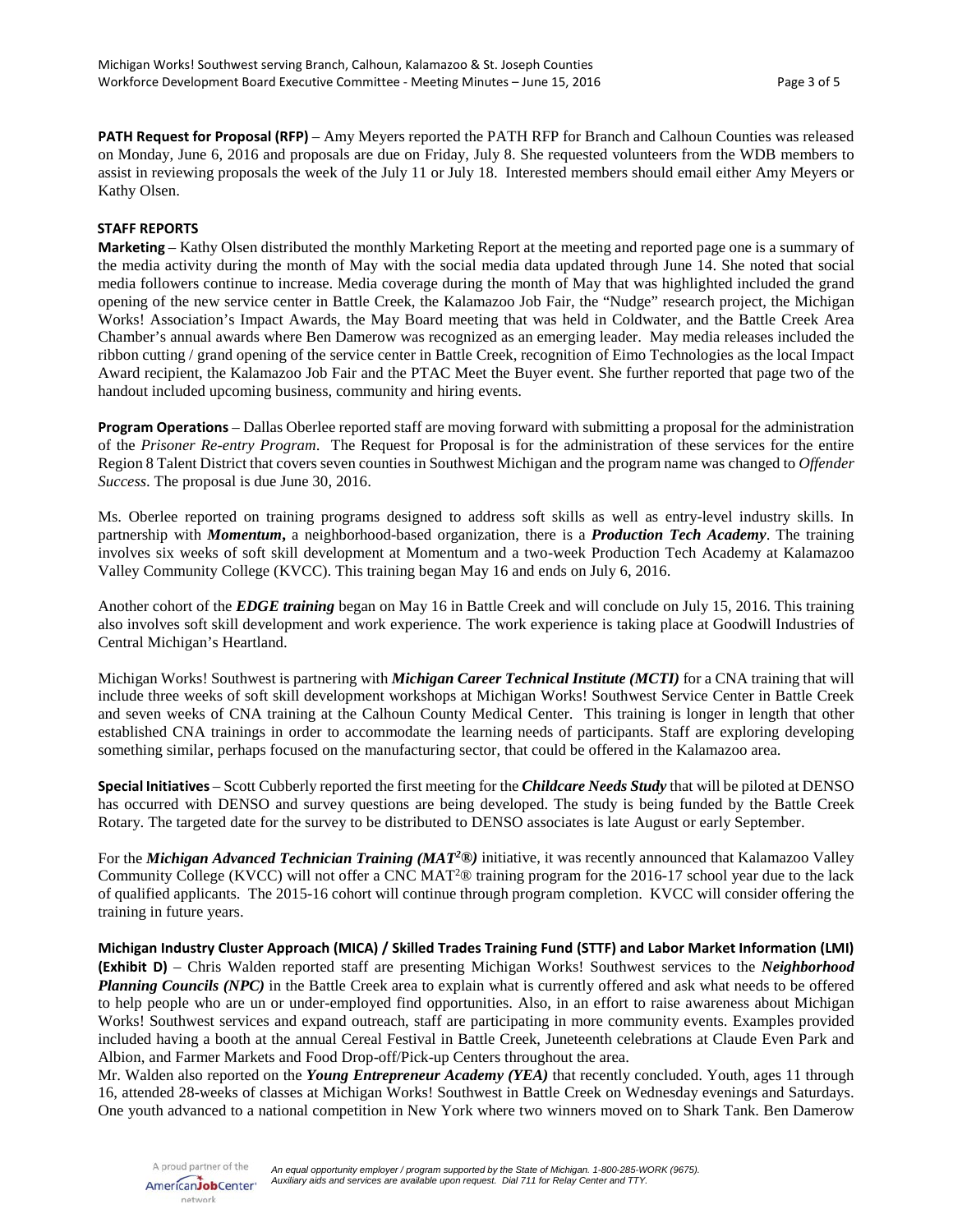**PATH Request for Proposal (RFP)** – Amy Meyers reported the PATH RFP for Branch and Calhoun Counties was released on Monday, June 6, 2016 and proposals are due on Friday, July 8. She requested volunteers from the WDB members to assist in reviewing proposals the week of the July 11 or July 18. Interested members should email either Amy Meyers or Kathy Olsen.

**STAFF REPORTS**

**Marketing** – Kathy Olsen distributed the monthly Marketing Report at the meeting and reported page one is a summary of the media activity during the month of May with the social media data updated through June 14. She noted that social media followers continue to increase. Media coverage during the month of May that was highlighted included the grand opening of the new service center in Battle Creek, the Kalamazoo Job Fair, the "Nudge" research project, the Michigan Works! Association's Impact Awards, the May Board meeting that was held in Coldwater, and the Battle Creek Area Chamber's annual awards where Ben Damerow was recognized as an emerging leader. May media releases included the ribbon cutting / grand opening of the service center in Battle Creek, recognition of Eimo Technologies as the local Impact Award recipient, the Kalamazoo Job Fair and the PTAC Meet the Buyer event. She further reported that page two of the handout included upcoming business, community and hiring events.

**Program Operations** – Dallas Oberlee reported staff are moving forward with submitting a proposal for the administration of the *Prisoner Re-entry Program*. The Request for Proposal is for the administration of these services for the entire Region 8 Talent District that covers seven counties in Southwest Michigan and the program name was changed to *Offender Success*. The proposal is due June 30, 2016.

Ms. Oberlee reported on training programs designed to address soft skills as well as entry-level industry skills. In partnership with ***Momentum*,** a neighborhood-based organization, there is a ***Production Tech Academy***. The training involves six weeks of soft skill development at Momentum and a two-week Production Tech Academy at Kalamazoo Valley Community College (KVCC). This training began May 16 and ends on July 6, 2016.

Another cohort of the ***EDGE training*** began on May 16 in Battle Creek and will conclude on July 15, 2016. This training also involves soft skill development and work experience. The work experience is taking place at Goodwill Industries of Central Michigan's Heartland.

Michigan Works! Southwest is partnering with ***Michigan Career Technical Institute (MCTI)*** for a CNA training that will include three weeks of soft skill development workshops at Michigan Works! Southwest Service Center in Battle Creek and seven weeks of CNA training at the Calhoun County Medical Center. This training is longer in length that other established CNA trainings in order to accommodate the learning needs of participants. Staff are exploring developing something similar, perhaps focused on the manufacturing sector, that could be offered in the Kalamazoo area.

**Special Initiatives** – Scott Cubberly reported the first meeting for the ***Childcare Needs Study*** that will be piloted at DENSO has occurred with DENSO and survey questions are being developed. The study is being funded by the Battle Creek Rotary. The targeted date for the survey to be distributed to DENSO associates is late August or early September.

For the ***Michigan Advanced Technician Training (MAT²®)*** initiative, it was recently announced that Kalamazoo Valley Community College (KVCC) will not offer a CNC MAT²® training program for the 2016-17 school year due to the lack of qualified applicants. The 2015-16 cohort will continue through program completion. KVCC will consider offering the training in future years.

**Michigan Industry Cluster Approach (MICA) / Skilled Trades Training Fund (STTF) and Labor Market Information (LMI) (Exhibit D)** – Chris Walden reported staff are presenting Michigan Works! Southwest services to the ***Neighborhood Planning Councils (NPC)*** in the Battle Creek area to explain what is currently offered and ask what needs to be offered to help people who are un or under-employed find opportunities. Also, in an effort to raise awareness about Michigan Works! Southwest services and expand outreach, staff are participating in more community events. Examples provided included having a booth at the annual Cereal Festival in Battle Creek, Juneteenth celebrations at Claude Even Park and Albion, and Farmer Markets and Food Drop-off/Pick-up Centers throughout the area.

Mr. Walden also reported on the ***Young Entrepreneur Academy (YEA)*** that recently concluded. Youth, ages 11 through 16, attended 28-weeks of classes at Michigan Works! Southwest in Battle Creek on Wednesday evenings and Saturdays. One youth advanced to a national competition in New York where two winners moved on to Shark Tank. Ben Damerow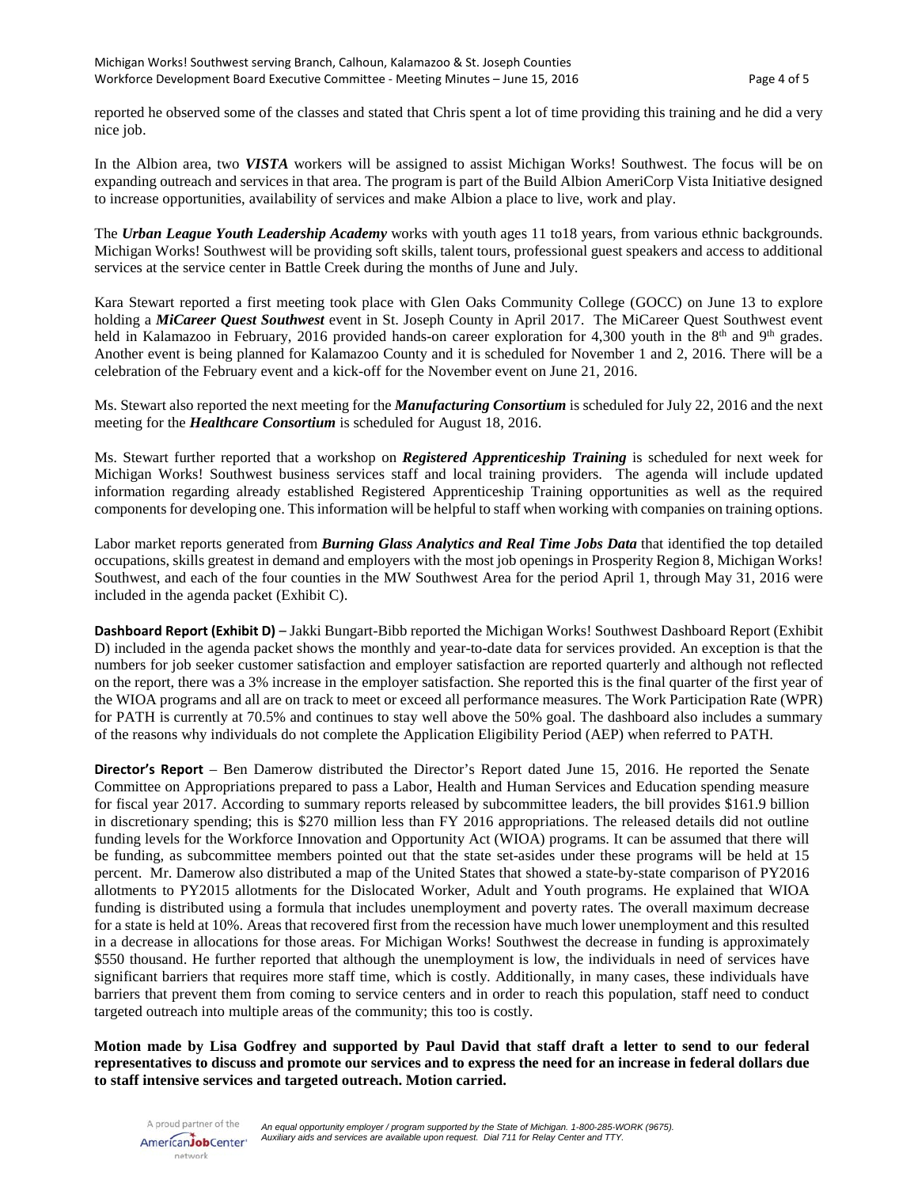reported he observed some of the classes and stated that Chris spent a lot of time providing this training and he did a very nice job.

In the Albion area, two ***VISTA*** workers will be assigned to assist Michigan Works! Southwest. The focus will be on expanding outreach and services in that area. The program is part of the Build Albion AmeriCorp Vista Initiative designed to increase opportunities, availability of services and make Albion a place to live, work and play.

The ***Urban League Youth Leadership Academy*** works with youth ages 11 to18 years, from various ethnic backgrounds. Michigan Works! Southwest will be providing soft skills, talent tours, professional guest speakers and access to additional services at the service center in Battle Creek during the months of June and July.

Kara Stewart reported a first meeting took place with Glen Oaks Community College (GOCC) on June 13 to explore holding a ***MiCareer Quest Southwest*** event in St. Joseph County in April 2017. The MiCareer Quest Southwest event held in Kalamazoo in February, 2016 provided hands-on career exploration for 4,300 youth in the 8th and 9th grades. Another event is being planned for Kalamazoo County and it is scheduled for November 1 and 2, 2016. There will be a celebration of the February event and a kick-off for the November event on June 21, 2016.

Ms. Stewart also reported the next meeting for the ***Manufacturing Consortium*** is scheduled for July 22, 2016 and the next meeting for the ***Healthcare Consortium*** is scheduled for August 18, 2016.

Ms. Stewart further reported that a workshop on ***Registered Apprenticeship Training*** is scheduled for next week for Michigan Works! Southwest business services staff and local training providers. The agenda will include updated information regarding already established Registered Apprenticeship Training opportunities as well as the required components for developing one. This information will be helpful to staff when working with companies on training options.

Labor market reports generated from ***Burning Glass Analytics and Real Time Jobs Data*** that identified the top detailed occupations, skills greatest in demand and employers with the most job openings in Prosperity Region 8, Michigan Works! Southwest, and each of the four counties in the MW Southwest Area for the period April 1, through May 31, 2016 were included in the agenda packet (Exhibit C).

**Dashboard Report (Exhibit D) –** Jakki Bungart-Bibb reported the Michigan Works! Southwest Dashboard Report (Exhibit D) included in the agenda packet shows the monthly and year-to-date data for services provided. An exception is that the numbers for job seeker customer satisfaction and employer satisfaction are reported quarterly and although not reflected on the report, there was a 3% increase in the employer satisfaction. She reported this is the final quarter of the first year of the WIOA programs and all are on track to meet or exceed all performance measures. The Work Participation Rate (WPR) for PATH is currently at 70.5% and continues to stay well above the 50% goal. The dashboard also includes a summary of the reasons why individuals do not complete the Application Eligibility Period (AEP) when referred to PATH.

**Director's Report** – Ben Damerow distributed the Director's Report dated June 15, 2016. He reported the Senate Committee on Appropriations prepared to pass a Labor, Health and Human Services and Education spending measure for fiscal year 2017. According to summary reports released by subcommittee leaders, the bill provides $161.9 billion in discretionary spending; this is $270 million less than FY 2016 appropriations. The released details did not outline funding levels for the Workforce Innovation and Opportunity Act (WIOA) programs. It can be assumed that there will be funding, as subcommittee members pointed out that the state set-asides under these programs will be held at 15 percent. Mr. Damerow also distributed a map of the United States that showed a state-by-state comparison of PY2016 allotments to PY2015 allotments for the Dislocated Worker, Adult and Youth programs. He explained that WIOA funding is distributed using a formula that includes unemployment and poverty rates. The overall maximum decrease for a state is held at 10%. Areas that recovered first from the recession have much lower unemployment and this resulted in a decrease in allocations for those areas. For Michigan Works! Southwest the decrease in funding is approximately $550 thousand. He further reported that although the unemployment is low, the individuals in need of services have significant barriers that requires more staff time, which is costly. Additionally, in many cases, these individuals have barriers that prevent them from coming to service centers and in order to reach this population, staff need to conduct targeted outreach into multiple areas of the community; this too is costly.

**Motion made by Lisa Godfrey and supported by Paul David that staff draft a letter to send to our federal representatives to discuss and promote our services and to express the need for an increase in federal dollars due to staff intensive services and targeted outreach. Motion carried.**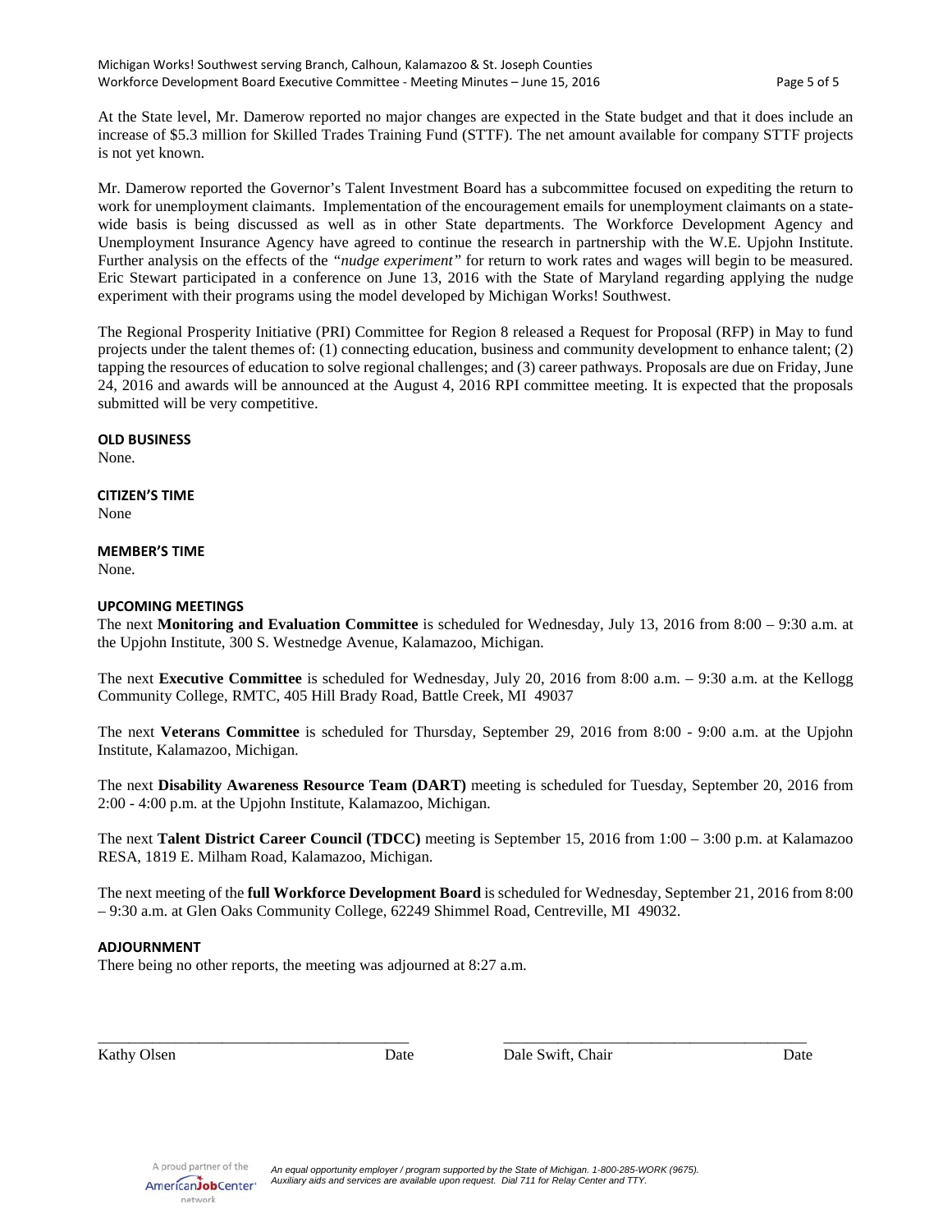At the State level, Mr. Damerow reported no major changes are expected in the State budget and that it does include an increase of $5.3 million for Skilled Trades Training Fund (STTF). The net amount available for company STTF projects is not yet known.

Mr. Damerow reported the Governor's Talent Investment Board has a subcommittee focused on expediting the return to work for unemployment claimants. Implementation of the encouragement emails for unemployment claimants on a state-wide basis is being discussed as well as in other State departments. The Workforce Development Agency and Unemployment Insurance Agency have agreed to continue the research in partnership with the W.E. Upjohn Institute. Further analysis on the effects of the *"nudge experiment"* for return to work rates and wages will begin to be measured. Eric Stewart participated in a conference on June 13, 2016 with the State of Maryland regarding applying the nudge experiment with their programs using the model developed by Michigan Works! Southwest.

The Regional Prosperity Initiative (PRI) Committee for Region 8 released a Request for Proposal (RFP) in May to fund projects under the talent themes of: (1) connecting education, business and community development to enhance talent; (2) tapping the resources of education to solve regional challenges; and (3) career pathways. Proposals are due on Friday, June 24, 2016 and awards will be announced at the August 4, 2016 RPI committee meeting. It is expected that the proposals submitted will be very competitive.

**OLD BUSINESS**

None.

**CITIZEN'S TIME**

None

**MEMBER'S TIME**

None.

**UPCOMING MEETINGS**

The next **Monitoring and Evaluation Committee** is scheduled for Wednesday, July 13, 2016 from 8:00 – 9:30 a.m. at the Upjohn Institute, 300 S. Westnedge Avenue, Kalamazoo, Michigan.

The next **Executive Committee** is scheduled for Wednesday, July 20, 2016 from 8:00 a.m. – 9:30 a.m. at the Kellogg Community College, RMTC, 405 Hill Brady Road, Battle Creek, MI 49037

The next **Veterans Committee** is scheduled for Thursday, September 29, 2016 from 8:00 - 9:00 a.m. at the Upjohn Institute, Kalamazoo, Michigan.

The next **Disability Awareness Resource Team (DART)** meeting is scheduled for Tuesday, September 20, 2016 from 2:00 - 4:00 p.m. at the Upjohn Institute, Kalamazoo, Michigan.

The next **Talent District Career Council (TDCC)** meeting is September 15, 2016 from 1:00 – 3:00 p.m. at Kalamazoo RESA, 1819 E. Milham Road, Kalamazoo, Michigan.

The next meeting of the **full Workforce Development Board** is scheduled for Wednesday, September 21, 2016 from 8:00 – 9:30 a.m. at Glen Oaks Community College, 62249 Shimmel Road, Centreville, MI 49032.

**ADJOURNMENT**

There being no other reports, the meeting was adjourned at 8:27 a.m.

\_\_\_\_\_\_\_\_\_\_\_\_\_\_\_\_\_\_\_\_\_\_\_\_\_\_\_\_\_\_\_\_\_\_\_\_\_\_\_\_
Kathy Olsen Date

\_\_\_\_\_\_\_\_\_\_\_\_\_\_\_\_\_\_\_\_\_\_\_\_\_\_\_\_\_\_\_\_\_\_\_\_\_\_\_\_
Dale Swift, Chair Date

A proud partner of the AmericanJobCenter network

*An equal opportunity employer / program supported by the State of Michigan. 1-800-285-WORK (9675). Auxiliary aids and services are available upon request. Dial 711 for Relay Center and TTY.*